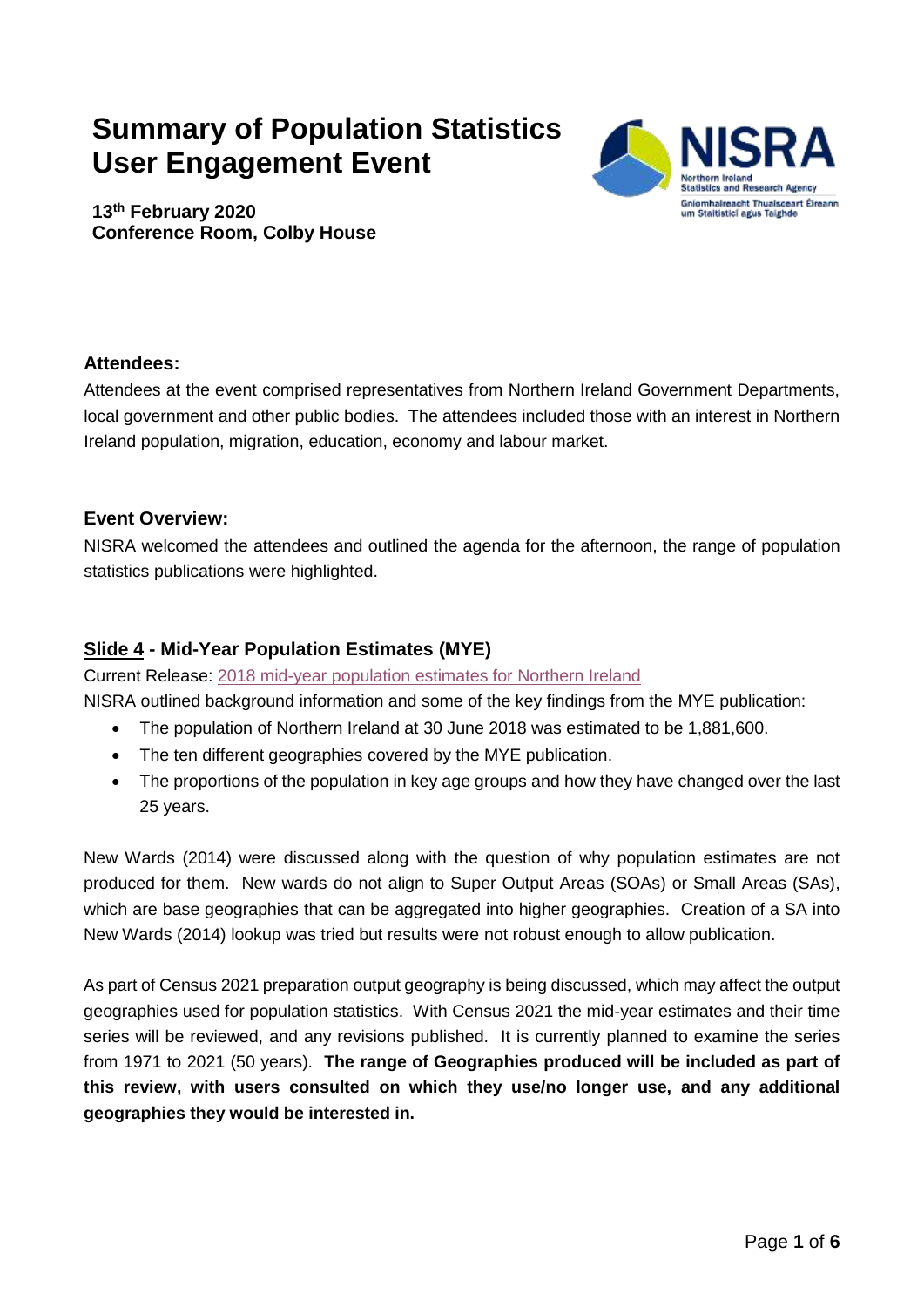# Summary of Population Statistics User Engagement Event

**13th February 2020**
**Conference Room, Colby House**

### Attendees:

Attendees at the event comprised representatives from Northern Ireland Government Departments, local government and other public bodies. The attendees included those with an interest in Northern Ireland population, migration, education, economy and labour market.

### Event Overview:

NISRA welcomed the attendees and outlined the agenda for the afternoon, the range of population statistics publications were highlighted.

## Slide 4 - Mid-Year Population Estimates (MYE)

Current Release: 2018 mid-year population estimates for Northern Ireland

NISRA outlined background information and some of the key findings from the MYE publication:

- The population of Northern Ireland at 30 June 2018 was estimated to be 1,881,600.
- The ten different geographies covered by the MYE publication.
- The proportions of the population in key age groups and how they have changed over the last 25 years.

New Wards (2014) were discussed along with the question of why population estimates are not produced for them. New wards do not align to Super Output Areas (SOAs) or Small Areas (SAs), which are base geographies that can be aggregated into higher geographies. Creation of a SA into New Wards (2014) lookup was tried but results were not robust enough to allow publication.

As part of Census 2021 preparation output geography is being discussed, which may affect the output geographies used for population statistics. With Census 2021 the mid-year estimates and their time series will be reviewed, and any revisions published. It is currently planned to examine the series from 1971 to 2021 (50 years). **The range of Geographies produced will be included as part of this review, with users consulted on which they use/no longer use, and any additional geographies they would be interested in.**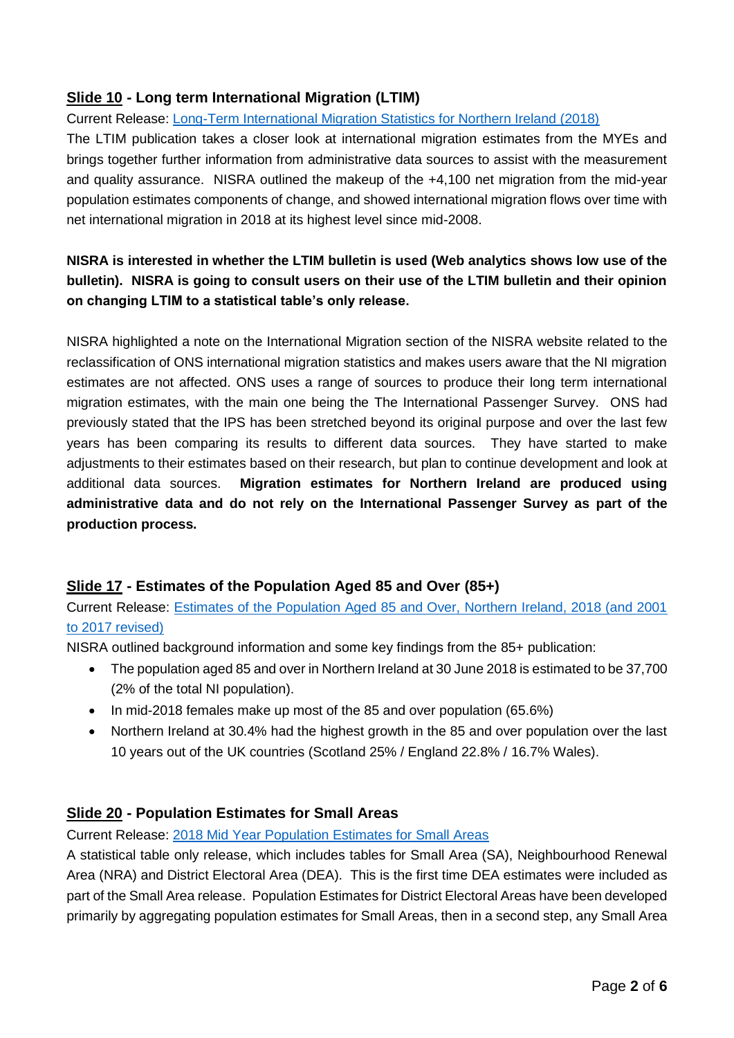## **Slide 10** - Long term International Migration (LTIM)

Current Release: [Long-Term International Migration Statistics for Northern Ireland (2018)]

The LTIM publication takes a closer look at international migration estimates from the MYEs and brings together further information from administrative data sources to assist with the measurement and quality assurance. NISRA outlined the makeup of the +4,100 net migration from the mid-year population estimates components of change, and showed international migration flows over time with net international migration in 2018 at its highest level since mid-2008.

**NISRA is interested in whether the LTIM bulletin is used (Web analytics shows low use of the bulletin). NISRA is going to consult users on their use of the LTIM bulletin and their opinion on changing LTIM to a statistical table's only release.**

NISRA highlighted a note on the International Migration section of the NISRA website related to the reclassification of ONS international migration statistics and makes users aware that the NI migration estimates are not affected. ONS uses a range of sources to produce their long term international migration estimates, with the main one being the The International Passenger Survey. ONS had previously stated that the IPS has been stretched beyond its original purpose and over the last few years has been comparing its results to different data sources. They have started to make adjustments to their estimates based on their research, but plan to continue development and look at additional data sources. **Migration estimates for Northern Ireland are produced using administrative data and do not rely on the International Passenger Survey as part of the production process.**

## **Slide 17** - Estimates of the Population Aged 85 and Over (85+)

Current Release: [Estimates of the Population Aged 85 and Over, Northern Ireland, 2018 (and 2001 to 2017 revised)]

NISRA outlined background information and some key findings from the 85+ publication:

- The population aged 85 and over in Northern Ireland at 30 June 2018 is estimated to be 37,700 (2% of the total NI population).
- In mid-2018 females make up most of the 85 and over population (65.6%)
- Northern Ireland at 30.4% had the highest growth in the 85 and over population over the last 10 years out of the UK countries (Scotland 25% / England 22.8% / 16.7% Wales).

## **Slide 20** - Population Estimates for Small Areas

Current Release: [2018 Mid Year Population Estimates for Small Areas]

A statistical table only release, which includes tables for Small Area (SA), Neighbourhood Renewal Area (NRA) and District Electoral Area (DEA). This is the first time DEA estimates were included as part of the Small Area release. Population Estimates for District Electoral Areas have been developed primarily by aggregating population estimates for Small Areas, then in a second step, any Small Area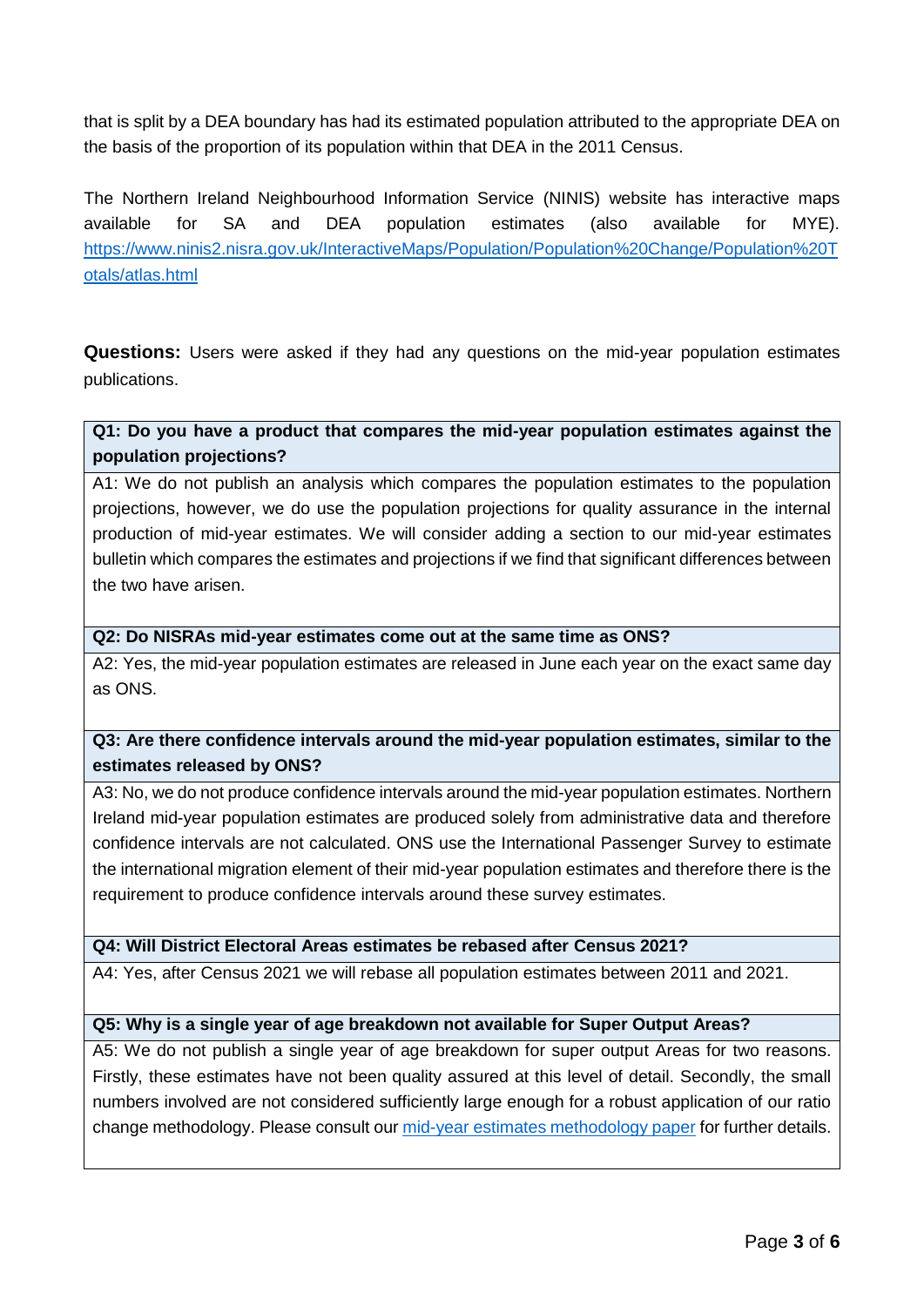that is split by a DEA boundary has had its estimated population attributed to the appropriate DEA on the basis of the proportion of its population within that DEA in the 2011 Census.

The Northern Ireland Neighbourhood Information Service (NINIS) website has interactive maps available for SA and DEA population estimates (also available for MYE). [https://www.ninis2.nisra.gov.uk/InteractiveMaps/Population/Population%20Change/Population%20Totals/atlas.html](https://www.ninis2.nisra.gov.uk/InteractiveMaps/Population/Population%20Change/Population%20Totals/atlas.html)

**Questions:** Users were asked if they had any questions on the mid-year population estimates publications.

**Q1: Do you have a product that compares the mid-year population estimates against the population projections?**

A1: We do not publish an analysis which compares the population estimates to the population projections, however, we do use the population projections for quality assurance in the internal production of mid-year estimates. We will consider adding a section to our mid-year estimates bulletin which compares the estimates and projections if we find that significant differences between the two have arisen.

**Q2: Do NISRAs mid-year estimates come out at the same time as ONS?**

A2: Yes, the mid-year population estimates are released in June each year on the exact same day as ONS.

**Q3: Are there confidence intervals around the mid-year population estimates, similar to the estimates released by ONS?**

A3: No, we do not produce confidence intervals around the mid-year population estimates. Northern Ireland mid-year population estimates are produced solely from administrative data and therefore confidence intervals are not calculated. ONS use the International Passenger Survey to estimate the international migration element of their mid-year population estimates and therefore there is the requirement to produce confidence intervals around these survey estimates.

**Q4: Will District Electoral Areas estimates be rebased after Census 2021?**

A4: Yes, after Census 2021 we will rebase all population estimates between 2011 and 2021.

**Q5: Why is a single year of age breakdown not available for Super Output Areas?**

A5: We do not publish a single year of age breakdown for super output Areas for two reasons. Firstly, these estimates have not been quality assured at this level of detail. Secondly, the small numbers involved are not considered sufficiently large enough for a robust application of our ratio change methodology. Please consult our mid-year estimates methodology paper for further details.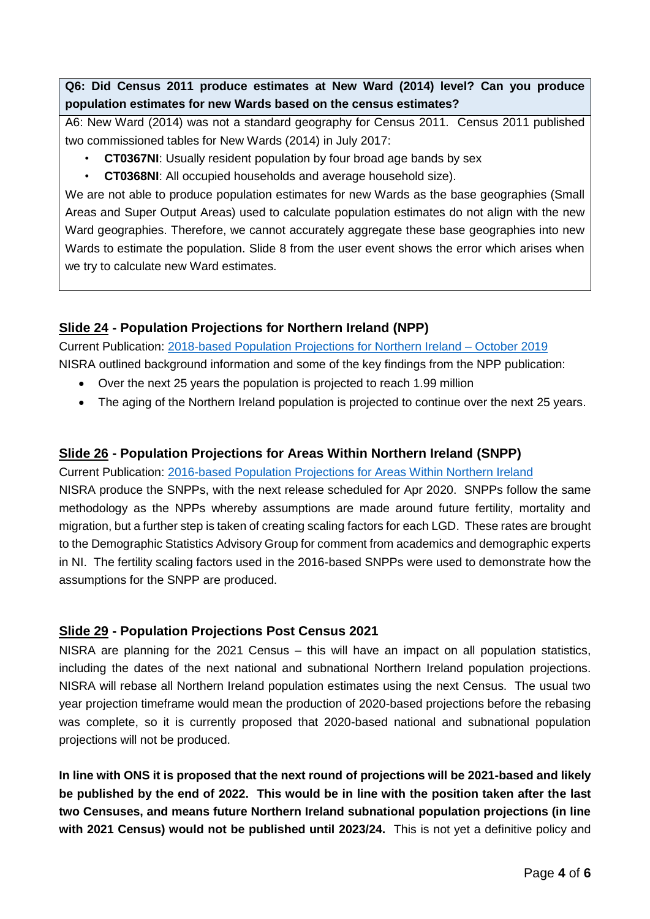**Q6: Did Census 2011 produce estimates at New Ward (2014) level? Can you produce population estimates for new Wards based on the census estimates?**

A6: New Ward (2014) was not a standard geography for Census 2011. Census 2011 published two commissioned tables for New Wards (2014) in July 2017:

- **CT0367NI**: Usually resident population by four broad age bands by sex
- **CT0368NI**: All occupied households and average household size).

We are not able to produce population estimates for new Wards as the base geographies (Small Areas and Super Output Areas) used to calculate population estimates do not align with the new Ward geographies. Therefore, we cannot accurately aggregate these base geographies into new Wards to estimate the population. Slide 8 from the user event shows the error which arises when we try to calculate new Ward estimates.

## Slide 24 - Population Projections for Northern Ireland (NPP)

Current Publication: 2018-based Population Projections for Northern Ireland – October 2019

NISRA outlined background information and some of the key findings from the NPP publication:

- Over the next 25 years the population is projected to reach 1.99 million
- The aging of the Northern Ireland population is projected to continue over the next 25 years.

## Slide 26 - Population Projections for Areas Within Northern Ireland (SNPP)

Current Publication: 2016-based Population Projections for Areas Within Northern Ireland

NISRA produce the SNPPs, with the next release scheduled for Apr 2020. SNPPs follow the same methodology as the NPPs whereby assumptions are made around future fertility, mortality and migration, but a further step is taken of creating scaling factors for each LGD. These rates are brought to the Demographic Statistics Advisory Group for comment from academics and demographic experts in NI. The fertility scaling factors used in the 2016-based SNPPs were used to demonstrate how the assumptions for the SNPP are produced.

## Slide 29 - Population Projections Post Census 2021

NISRA are planning for the 2021 Census – this will have an impact on all population statistics, including the dates of the next national and subnational Northern Ireland population projections. NISRA will rebase all Northern Ireland population estimates using the next Census. The usual two year projection timeframe would mean the production of 2020-based projections before the rebasing was complete, so it is currently proposed that 2020-based national and subnational population projections will not be produced.

**In line with ONS it is proposed that the next round of projections will be 2021-based and likely be published by the end of 2022. This would be in line with the position taken after the last two Censuses, and means future Northern Ireland subnational population projections (in line with 2021 Census) would not be published until 2023/24.** This is not yet a definitive policy and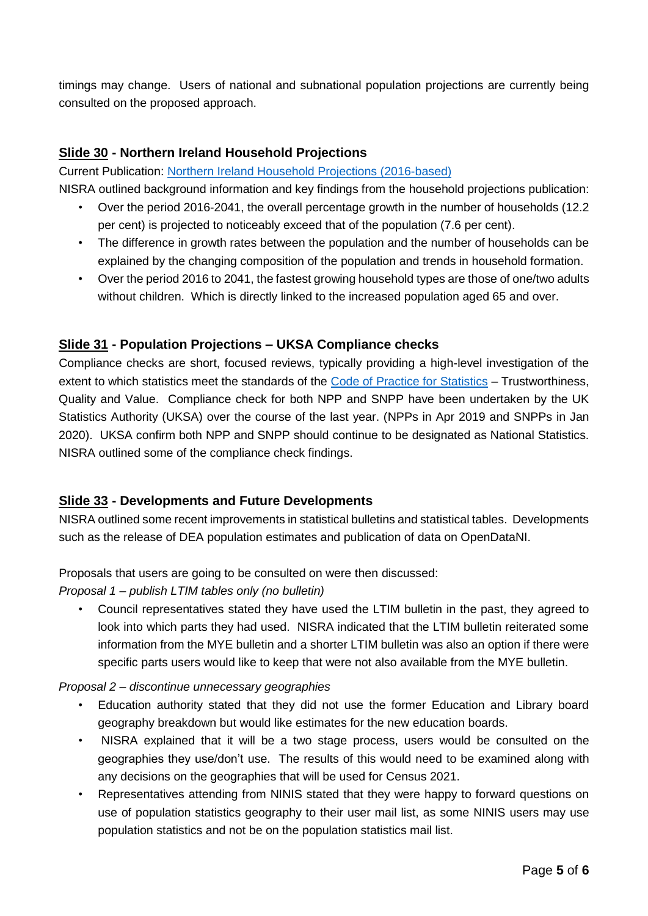timings may change. Users of national and subnational population projections are currently being consulted on the proposed approach.

## Slide 30 - Northern Ireland Household Projections

Current Publication: [Northern Ireland Household Projections (2016-based)]

NISRA outlined background information and key findings from the household projections publication:

- Over the period 2016-2041, the overall percentage growth in the number of households (12.2 per cent) is projected to noticeably exceed that of the population (7.6 per cent).
- The difference in growth rates between the population and the number of households can be explained by the changing composition of the population and trends in household formation.
- Over the period 2016 to 2041, the fastest growing household types are those of one/two adults without children. Which is directly linked to the increased population aged 65 and over.

## Slide 31 - Population Projections – UKSA Compliance checks

Compliance checks are short, focused reviews, typically providing a high-level investigation of the extent to which statistics meet the standards of the [Code of Practice for Statistics] – Trustworthiness, Quality and Value. Compliance check for both NPP and SNPP have been undertaken by the UK Statistics Authority (UKSA) over the course of the last year. (NPPs in Apr 2019 and SNPPs in Jan 2020). UKSA confirm both NPP and SNPP should continue to be designated as National Statistics. NISRA outlined some of the compliance check findings.

## Slide 33 - Developments and Future Developments

NISRA outlined some recent improvements in statistical bulletins and statistical tables. Developments such as the release of DEA population estimates and publication of data on OpenDataNI.

Proposals that users are going to be consulted on were then discussed:

*Proposal 1 – publish LTIM tables only (no bulletin)*

- Council representatives stated they have used the LTIM bulletin in the past, they agreed to look into which parts they had used. NISRA indicated that the LTIM bulletin reiterated some information from the MYE bulletin and a shorter LTIM bulletin was also an option if there were specific parts users would like to keep that were not also available from the MYE bulletin.

*Proposal 2 – discontinue unnecessary geographies*

- Education authority stated that they did not use the former Education and Library board geography breakdown but would like estimates for the new education boards.
- NISRA explained that it will be a two stage process, users would be consulted on the geographies they use/don't use. The results of this would need to be examined along with any decisions on the geographies that will be used for Census 2021.
- Representatives attending from NINIS stated that they were happy to forward questions on use of population statistics geography to their user mail list, as some NINIS users may use population statistics and not be on the population statistics mail list.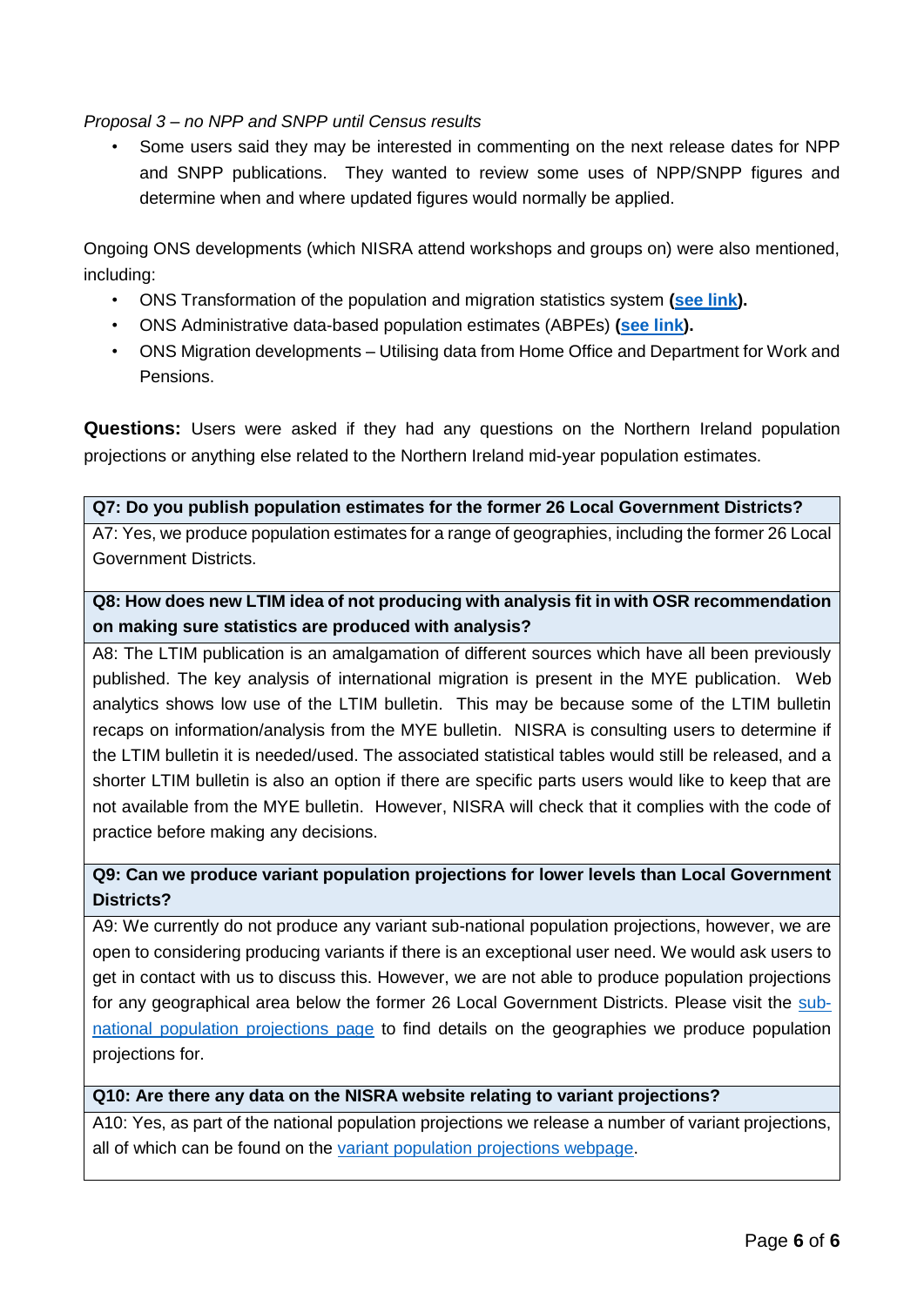*Proposal 3 – no NPP and SNPP until Census results*

- Some users said they may be interested in commenting on the next release dates for NPP and SNPP publications. They wanted to review some uses of NPP/SNPP figures and determine when and where updated figures would normally be applied.

Ongoing ONS developments (which NISRA attend workshops and groups on) were also mentioned, including:

- ONS Transformation of the population and migration statistics system **(see link)**.
- ONS Administrative data-based population estimates (ABPEs) **(see link)**.
- ONS Migration developments – Utilising data from Home Office and Department for Work and Pensions.

**Questions:** Users were asked if they had any questions on the Northern Ireland population projections or anything else related to the Northern Ireland mid-year population estimates.

**Q7: Do you publish population estimates for the former 26 Local Government Districts?**

A7: Yes, we produce population estimates for a range of geographies, including the former 26 Local Government Districts.

**Q8: How does new LTIM idea of not producing with analysis fit in with OSR recommendation on making sure statistics are produced with analysis?**

A8: The LTIM publication is an amalgamation of different sources which have all been previously published. The key analysis of international migration is present in the MYE publication. Web analytics shows low use of the LTIM bulletin. This may be because some of the LTIM bulletin recaps on information/analysis from the MYE bulletin. NISRA is consulting users to determine if the LTIM bulletin it is needed/used. The associated statistical tables would still be released, and a shorter LTIM bulletin is also an option if there are specific parts users would like to keep that are not available from the MYE bulletin. However, NISRA will check that it complies with the code of practice before making any decisions.

**Q9: Can we produce variant population projections for lower levels than Local Government Districts?**

A9: We currently do not produce any variant sub-national population projections, however, we are open to considering producing variants if there is an exceptional user need. We would ask users to get in contact with us to discuss this. However, we are not able to produce population projections for any geographical area below the former 26 Local Government Districts. Please visit the sub-national population projections page to find details on the geographies we produce population projections for.

**Q10: Are there any data on the NISRA website relating to variant projections?**

A10: Yes, as part of the national population projections we release a number of variant projections, all of which can be found on the variant population projections webpage.